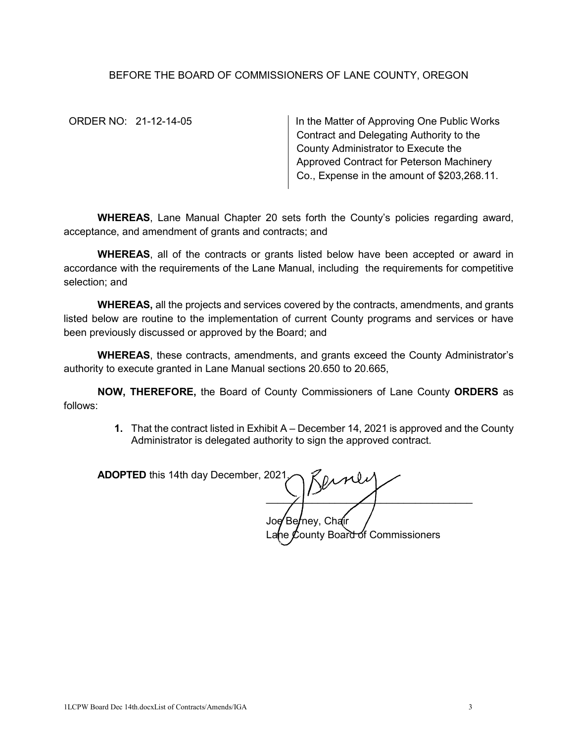BEFORE THE BOARD OF COMMISSIONERS OF LANE COUNTY, OREGON

| | |
|---|---|
| ORDER NO: 21-12-14-05 | In the Matter of Approving One Public Works Contract and Delegating Authority to the County Administrator to Execute the Approved Contract for Peterson Machinery Co., Expense in the amount of $203,268.11. |

**WHEREAS**, Lane Manual Chapter 20 sets forth the County's policies regarding award, acceptance, and amendment of grants and contracts; and

**WHEREAS**, all of the contracts or grants listed below have been accepted or award in accordance with the requirements of the Lane Manual, including the requirements for competitive selection; and

**WHEREAS,** all the projects and services covered by the contracts, amendments, and grants listed below are routine to the implementation of current County programs and services or have been previously discussed or approved by the Board; and

**WHEREAS**, these contracts, amendments, and grants exceed the County Administrator's authority to execute granted in Lane Manual sections 20.650 to 20.665,

**NOW, THEREFORE,** the Board of County Commissioners of Lane County **ORDERS** as follows:

1. That the contract listed in Exhibit A – December 14, 2021 is approved and the County Administrator is delegated authority to sign the approved contract.

**ADOPTED** this 14th day December, 2021.

Joe Berney, Chair
Lane County Board of Commissioners

1LCPW Board Dec 14th.docxList of Contracts/Amends/IGA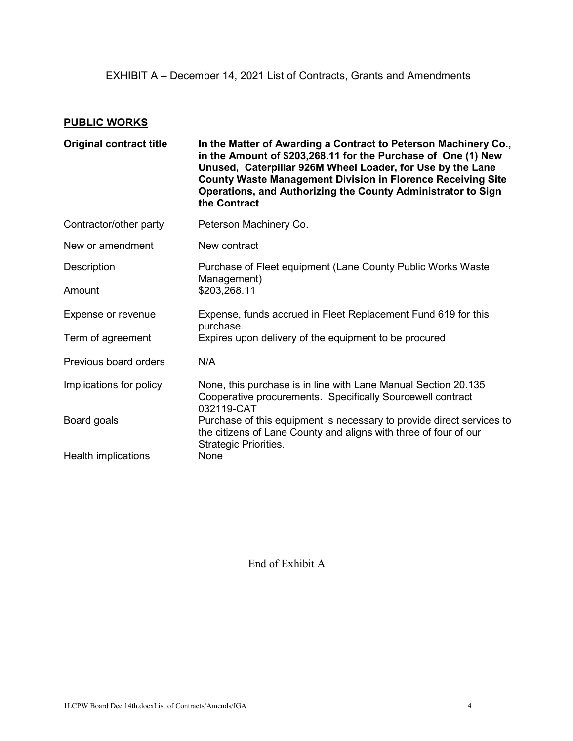EXHIBIT A – December 14, 2021 List of Contracts, Grants and Amendments

## PUBLIC WORKS

| | |
|---|---|
| **Original contract title** | **In the Matter of Awarding a Contract to Peterson Machinery Co., in the Amount of $203,268.11 for the Purchase of One (1) New Unused, Caterpillar 926M Wheel Loader, for Use by the Lane County Waste Management Division in Florence Receiving Site Operations, and Authorizing the County Administrator to Sign the Contract** |
| Contractor/other party | Peterson Machinery Co. |
| New or amendment | New contract |
| Description | Purchase of Fleet equipment (Lane County Public Works Waste Management) |
| Amount | $203,268.11 |
| Expense or revenue | Expense, funds accrued in Fleet Replacement Fund 619 for this purchase. |
| Term of agreement | Expires upon delivery of the equipment to be procured |
| Previous board orders | N/A |
| Implications for policy | None, this purchase is in line with Lane Manual Section 20.135 Cooperative procurements. Specifically Sourcewell contract 032119-CAT |
| Board goals | Purchase of this equipment is necessary to provide direct services to the citizens of Lane County and aligns with three of four of our Strategic Priorities. |
| Health implications | None |

End of Exhibit A